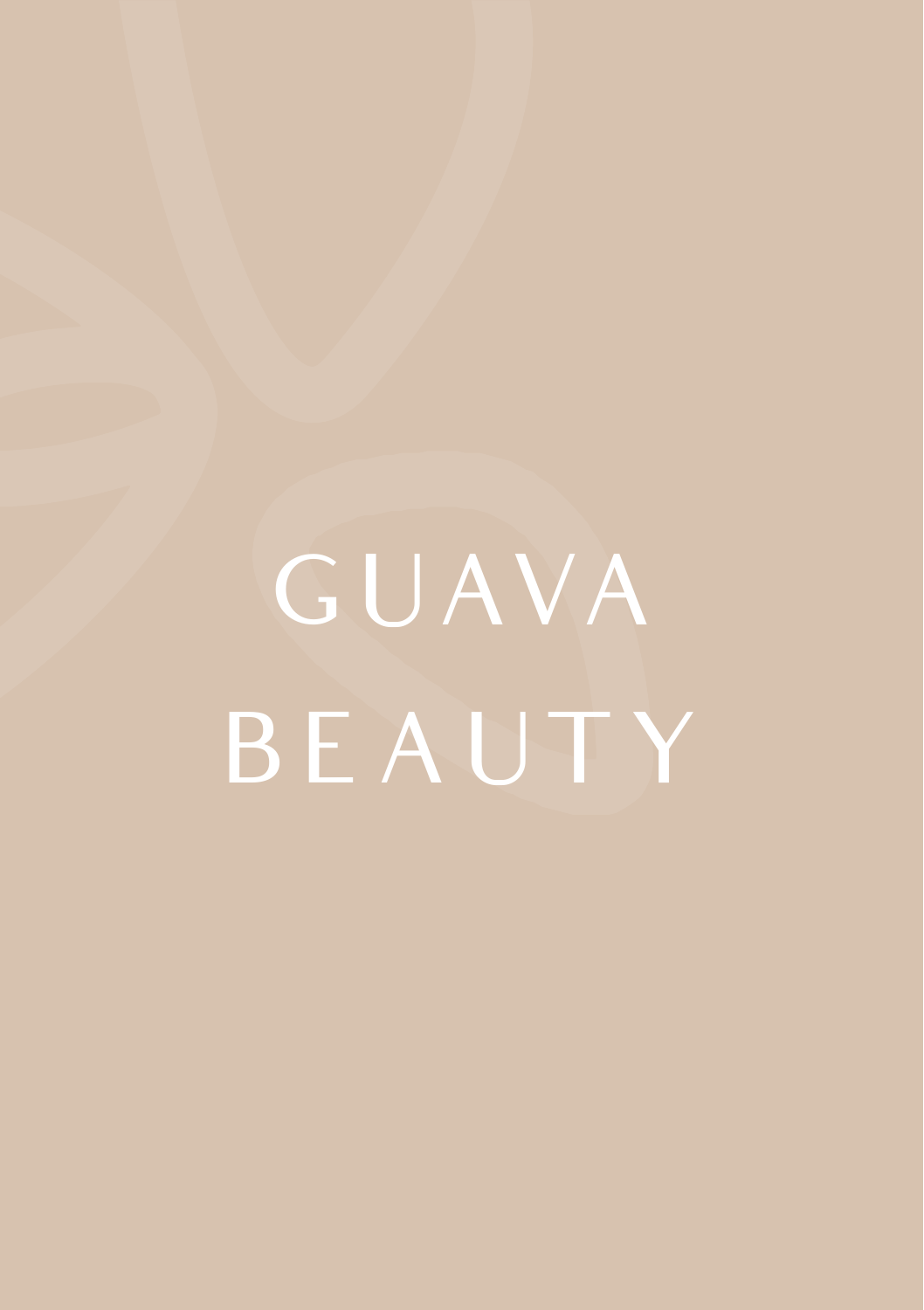# GUAVA BEAUTY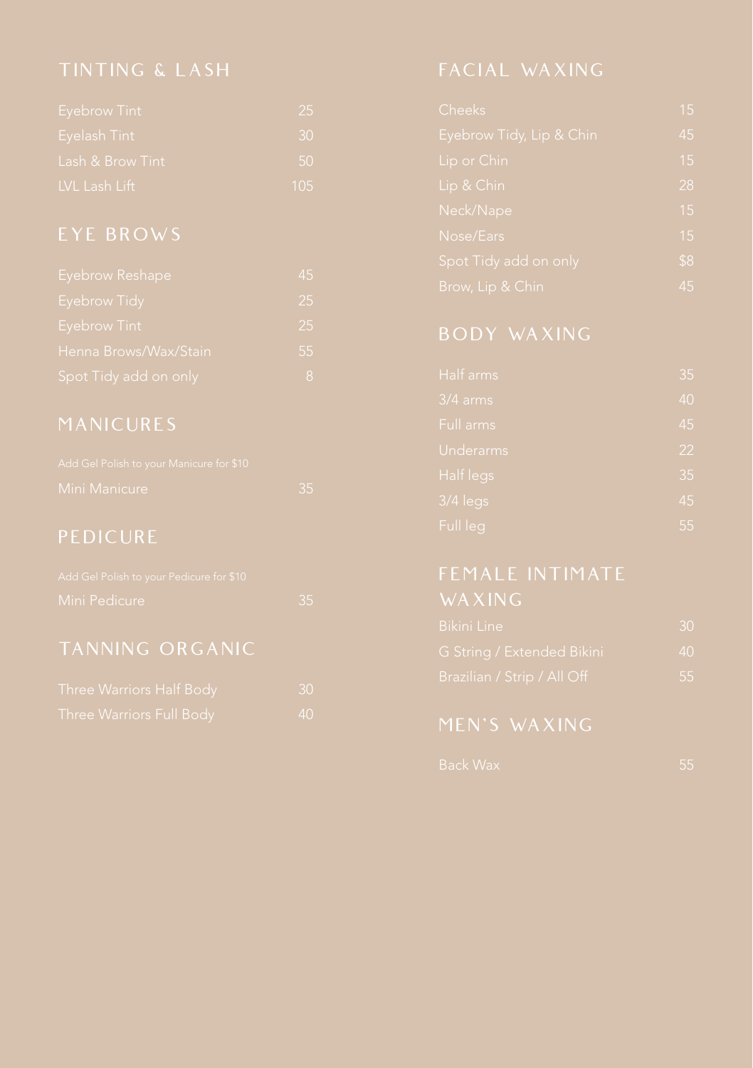## TINTING & LASH

| Service | Price |
|---|---|
| Eyebrow Tint | 25 |
| Eyelash Tint | 30 |
| Lash & Brow Tint | 50 |
| LVL Lash Lift | 105 |

## EYE BROWS

| Service | Price |
|---|---|
| Eyebrow Reshape | 45 |
| Eyebrow Tidy | 25 |
| Eyebrow Tint | 25 |
| Henna Brows/Wax/Stain | 55 |
| Spot Tidy add on only | 8 |

## MANICURES

Add Gel Polish to your Manicure for $10

| Service | Price |
|---|---|
| Mini Manicure | 35 |

## PEDICURE

Add Gel Polish to your Pedicure for $10

| Service | Price |
|---|---|
| Mini Pedicure | 35 |

## TANNING ORGANIC

| Service | Price |
|---|---|
| Three Warriors Half Body | 30 |
| Three Warriors Full Body | 40 |

## FACIAL WAXING

| Service | Price |
|---|---|
| Cheeks | 15 |
| Eyebrow Tidy, Lip & Chin | 45 |
| Lip or Chin | 15 |
| Lip & Chin | 28 |
| Neck/Nape | 15 |
| Nose/Ears | 15 |
| Spot Tidy add on only | $8 |
| Brow, Lip & Chin | 45 |

## BODY WAXING

| Service | Price |
|---|---|
| Half arms | 35 |
| 3/4 arms | 40 |
| Full arms | 45 |
| Underarms | 22 |
| Half legs | 35 |
| 3/4 legs | 45 |
| Full leg | 55 |

## FEMALE INTIMATE WAXING

| Service | Price |
|---|---|
| Bikini Line | 30 |
| G String / Extended Bikini | 40 |
| Brazilian / Strip / All Off | 55 |

## MEN'S WAXING

| Service | Price |
|---|---|
| Back Wax | 55 |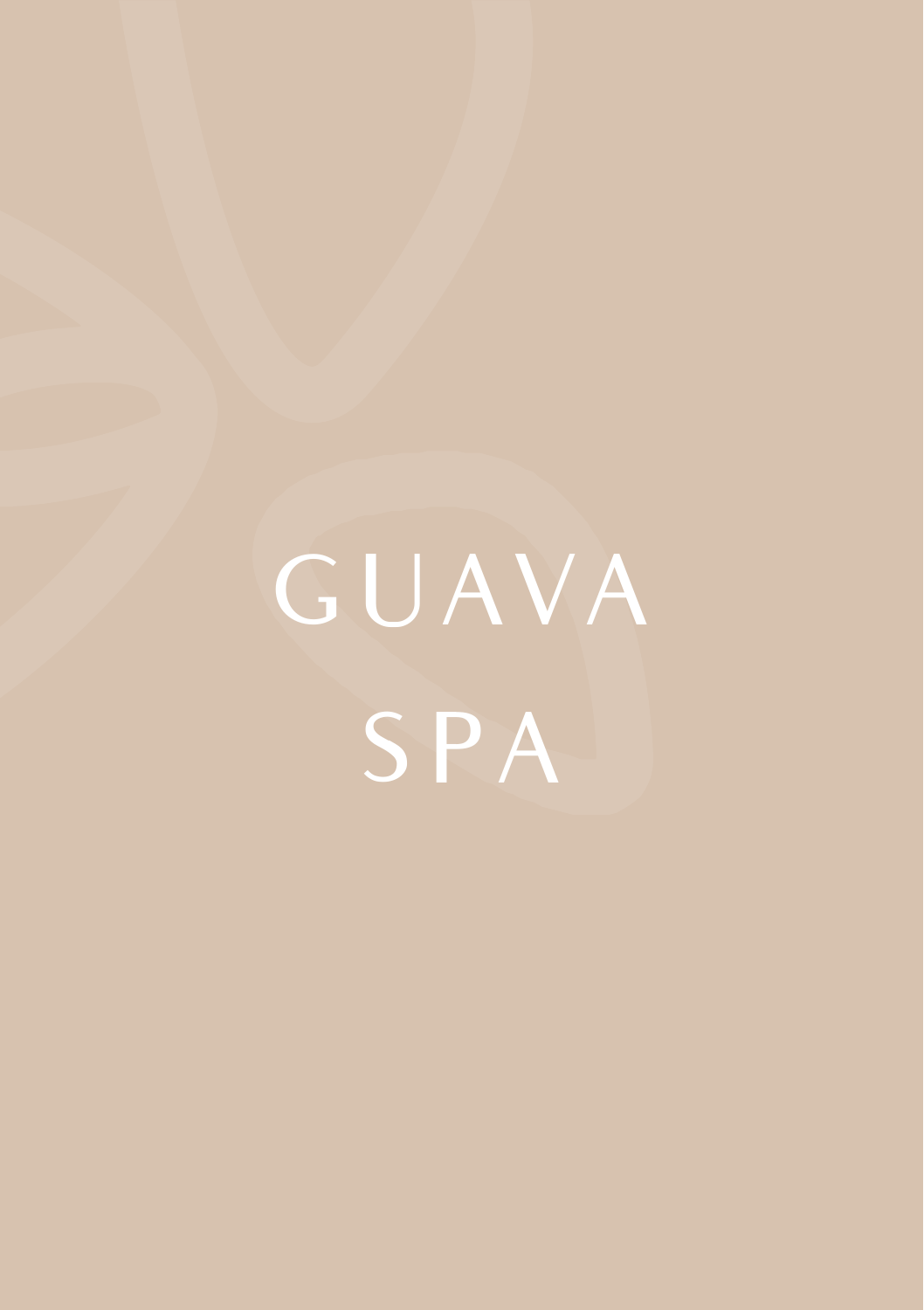# GUAVA SPA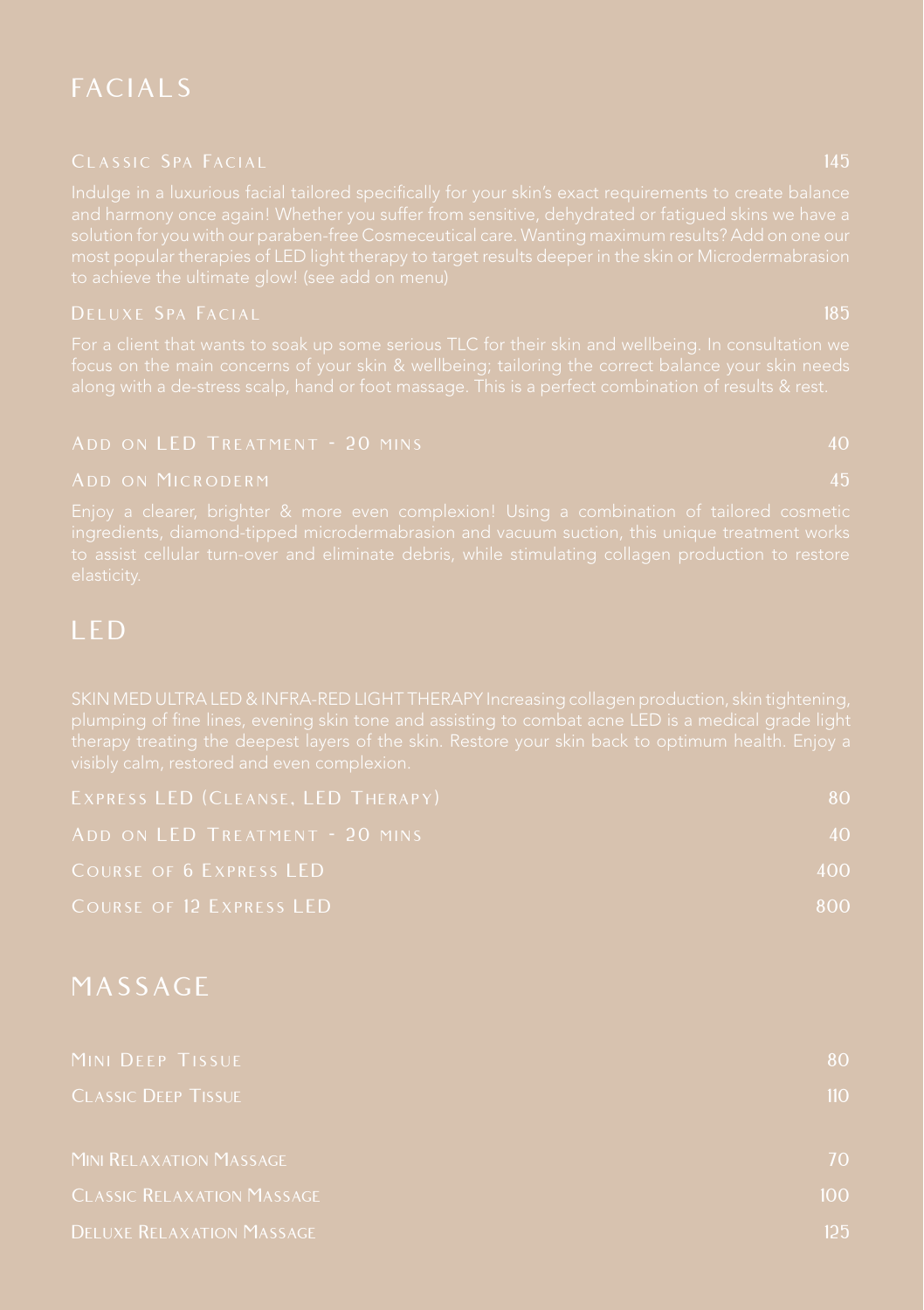# FACIALS

## Classic Spa Facial — 145

Indulge in a luxurious facial tailored specifically for your skin's exact requirements to create balance and harmony once again! Whether you suffer from sensitive, dehydrated or fatigued skins we have a solution for you with our paraben-free Cosmeceutical care. Wanting maximum results? Add on one our most popular therapies of LED light therapy to target results deeper in the skin or Microdermabrasion to achieve the ultimate glow! (see add on menu)

## Deluxe Spa Facial — 185

For a client that wants to soak up some serious TLC for their skin and wellbeing. In consultation we focus on the main concerns of your skin & wellbeing; tailoring the correct balance your skin needs along with a de-stress scalp, hand or foot massage. This is a perfect combination of results & rest.

| Treatment | Price |
| --- | --- |
| Add on LED Treatment - 20 mins | 40 |
| Add on Microderm | 45 |

Enjoy a clearer, brighter & more even complexion! Using a combination of tailored cosmetic ingredients, diamond-tipped microdermabrasion and vacuum suction, this unique treatment works to assist cellular turn-over and eliminate debris, while stimulating collagen production to restore elasticity.

# LED

SKIN MED ULTRA LED & INFRA-RED LIGHT THERAPY Increasing collagen production, skin tightening, plumping of fine lines, evening skin tone and assisting to combat acne LED is a medical grade light therapy treating the deepest layers of the skin. Restore your skin back to optimum health. Enjoy a visibly calm, restored and even complexion.

| Treatment | Price |
| --- | --- |
| Express LED (Cleanse, LED Therapy) | 80 |
| Add on LED Treatment - 20 mins | 40 |
| Course of 6 Express LED | 400 |
| Course of 12 Express LED | 800 |

# MASSAGE

| Treatment | Price |
| --- | --- |
| Mini Deep Tissue | 80 |
| Classic Deep Tissue | 110 |
| Mini Relaxation Massage | 70 |
| Classic Relaxation Massage | 100 |
| Deluxe Relaxation Massage | 125 |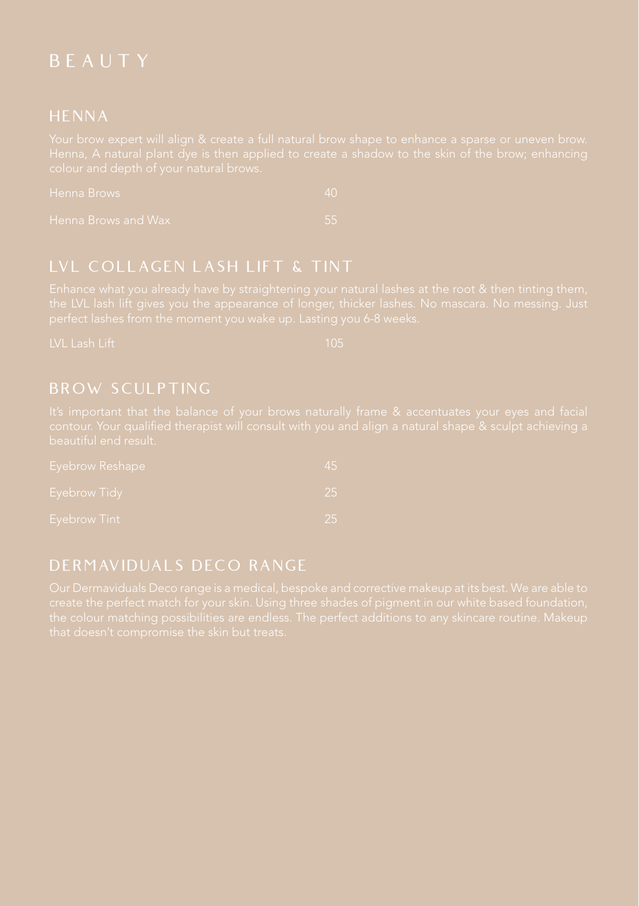# BEAUTY

## HENNA

Your brow expert will align & create a full natural brow shape to enhance a sparse or uneven brow. Henna, A natural plant dye is then applied to create a shadow to the skin of the brow; enhancing colour and depth of your natural brows.

| | |
|---|---|
| Henna Brows | 40 |
| Henna Brows and Wax | 55 |

## LVL COLLAGEN LASH LIFT & TINT

Enhance what you already have by straightening your natural lashes at the root & then tinting them, the LVL lash lift gives you the appearance of longer, thicker lashes. No mascara. No messing. Just perfect lashes from the moment you wake up. Lasting you 6-8 weeks.

| | |
|---|---|
| LVL Lash Lift | 105 |

## BROW SCULPTING

It's important that the balance of your brows naturally frame & accentuates your eyes and facial contour. Your qualified therapist will consult with you and align a natural shape & sculpt achieving a beautiful end result.

| | |
|---|---|
| Eyebrow Reshape | 45 |
| Eyebrow Tidy | 25 |
| Eyebrow Tint | 25 |

## DERMAVIDUALS DECO RANGE

Our Dermaviduals Deco range is a medical, bespoke and corrective makeup at its best. We are able to create the perfect match for your skin. Using three shades of pigment in our white based foundation, the colour matching possibilities are endless. The perfect additions to any skincare routine. Makeup that doesn't compromise the skin but treats.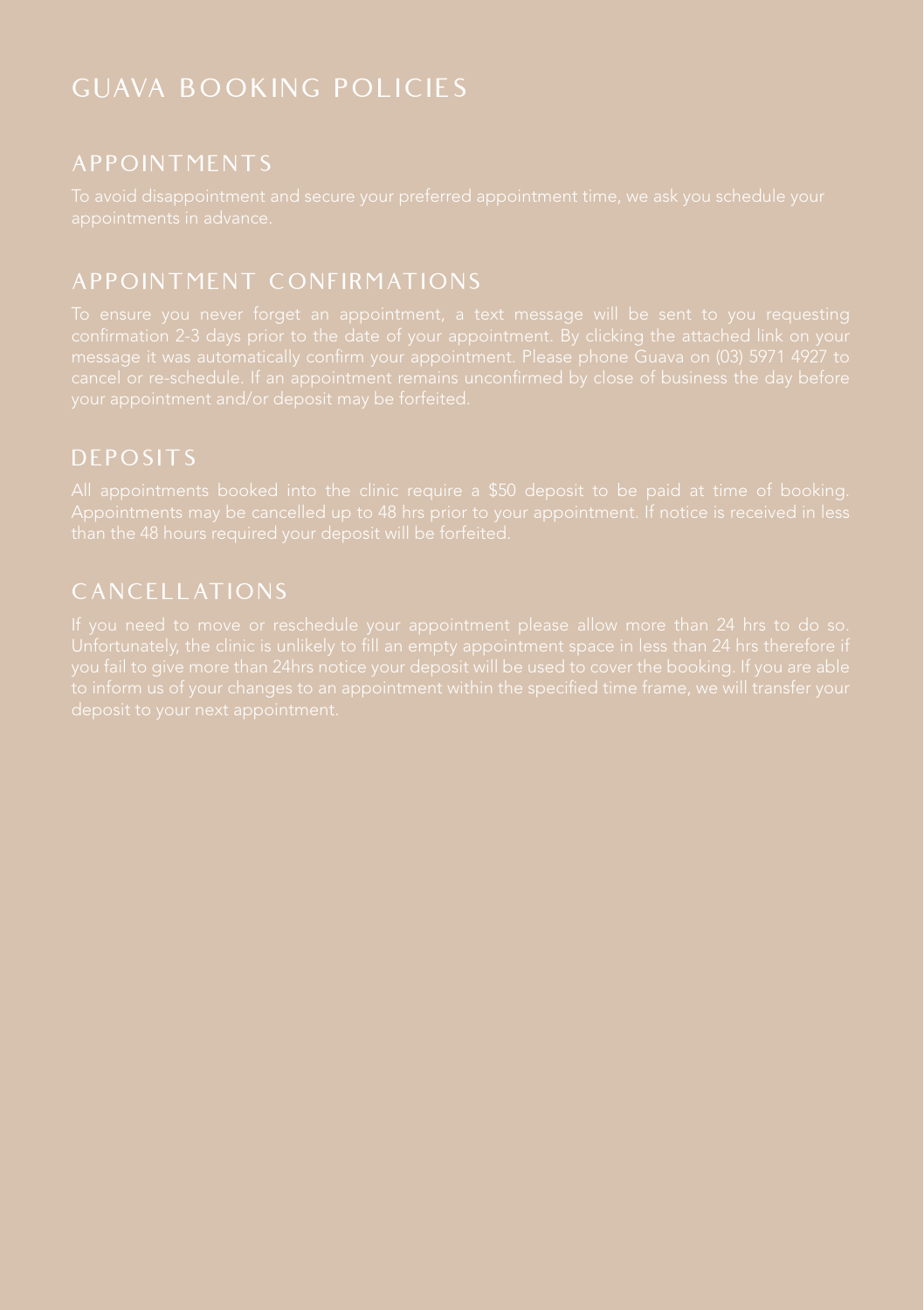# GUAVA BOOKING POLICIES

## APPOINTMENTS

To avoid disappointment and secure your preferred appointment time, we ask you schedule your appointments in advance.

## APPOINTMENT CONFIRMATIONS

To ensure you never forget an appointment, a text message will be sent to you requesting confirmation 2-3 days prior to the date of your appointment. By clicking the attached link on your message it was automatically confirm your appointment. Please phone Guava on (03) 5971 4927 to cancel or re-schedule. If an appointment remains unconfirmed by close of business the day before your appointment and/or deposit may be forfeited.

## DEPOSITS

All appointments booked into the clinic require a $50 deposit to be paid at time of booking. Appointments may be cancelled up to 48 hrs prior to your appointment. If notice is received in less than the 48 hours required your deposit will be forfeited.

## CANCELLATIONS

If you need to move or reschedule your appointment please allow more than 24 hrs to do so. Unfortunately, the clinic is unlikely to fill an empty appointment space in less than 24 hrs therefore if you fail to give more than 24hrs notice your deposit will be used to cover the booking. If you are able to inform us of your changes to an appointment within the specified time frame, we will transfer your deposit to your next appointment.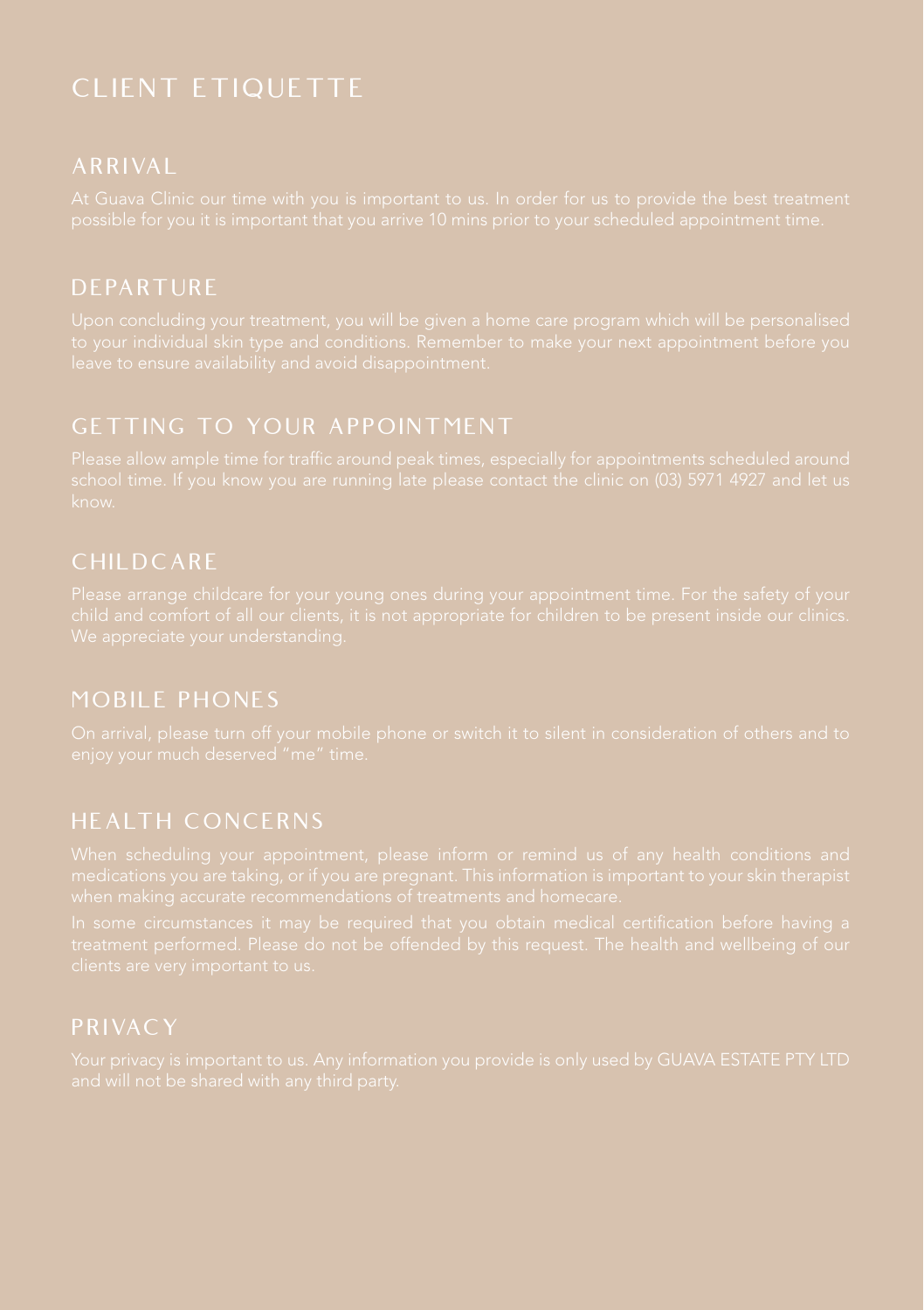# CLIENT ETIQUETTE

## ARRIVAL

At Guava Clinic our time with you is important to us. In order for us to provide the best treatment possible for you it is important that you arrive 10 mins prior to your scheduled appointment time.

## DEPARTURE

Upon concluding your treatment, you will be given a home care program which will be personalised to your individual skin type and conditions. Remember to make your next appointment before you leave to ensure availability and avoid disappointment.

## GETTING TO YOUR APPOINTMENT

Please allow ample time for traffic around peak times, especially for appointments scheduled around school time. If you know you are running late please contact the clinic on (03) 5971 4927 and let us know.

## CHILDCARE

Please arrange childcare for your young ones during your appointment time. For the safety of your child and comfort of all our clients, it is not appropriate for children to be present inside our clinics. We appreciate your understanding.

## MOBILE PHONES

On arrival, please turn off your mobile phone or switch it to silent in consideration of others and to enjoy your much deserved "me" time.

## HEALTH CONCERNS

When scheduling your appointment, please inform or remind us of any health conditions and medications you are taking, or if you are pregnant. This information is important to your skin therapist when making accurate recommendations of treatments and homecare.

In some circumstances it may be required that you obtain medical certification before having a treatment performed. Please do not be offended by this request. The health and wellbeing of our clients are very important to us.

## PRIVACY

Your privacy is important to us. Any information you provide is only used by GUAVA ESTATE PTY LTD and will not be shared with any third party.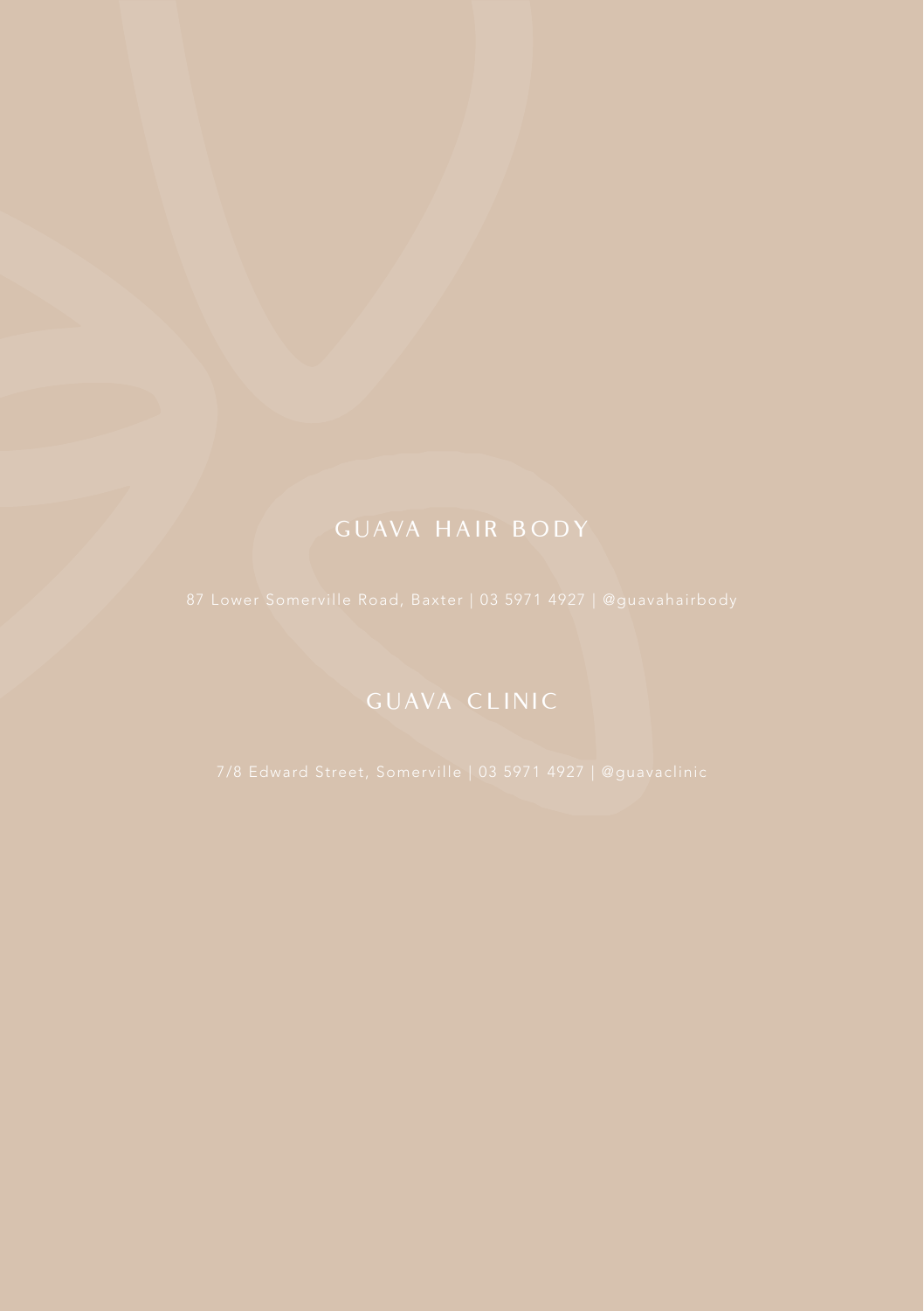## GUAVA HAIR BODY

87 Lower Somerville Road, Baxter | 03 5971 4927 | @guavahairbody

## GUAVA CLINIC

7/8 Edward Street, Somerville | 03 5971 4927 | @guavaclinic